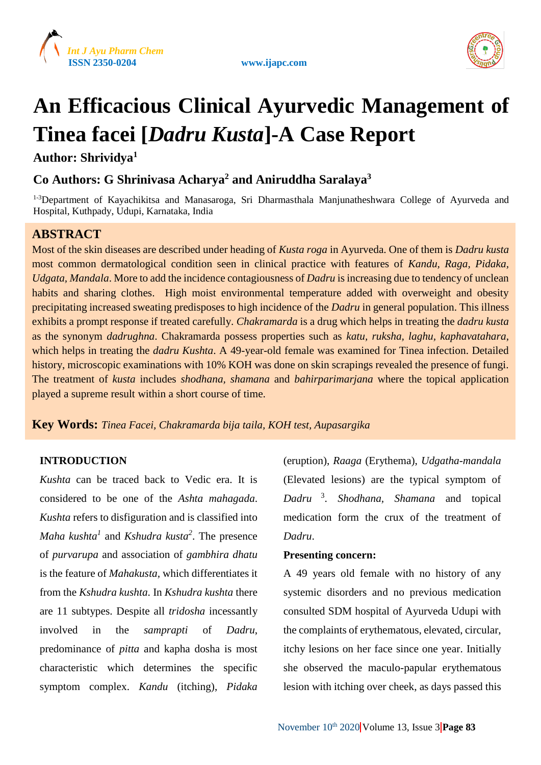# An Efficacious Clinical Ayurvedic Management of Tinea facei [*Dadru Kusta*]-A Case Report

**Author: Shrividya[1]**

**Co Authors: G Shrinivasa Acharya[2] and Aniruddha Saralaya[3]**

[1-3]Department of Kayachikitsa and Manasaroga, Sri Dharmasthala Manjunatheshwara College of Ayurveda and Hospital, Kuthpady, Udupi, Karnataka, India

## ABSTRACT

Most of the skin diseases are described under heading of *Kusta roga* in Ayurveda. One of them is *Dadru kusta* most common dermatological condition seen in clinical practice with features of *Kandu, Raga, Pidaka, Udgata, Mandala*. More to add the incidence contagiousness of *Dadru* is increasing due to tendency of unclean habits and sharing clothes. High moist environmental temperature added with overweight and obesity precipitating increased sweating predisposes to high incidence of the *Dadru* in general population. This illness exhibits a prompt response if treated carefully. *Chakramarda* is a drug which helps in treating the *dadru kusta* as the synonym *dadrughna*. Chakramarda possess properties such as *katu, ruksha, laghu, kaphavatahara*, which helps in treating the *dadru Kushta*. A 49-year-old female was examined for Tinea infection. Detailed history, microscopic examinations with 10% KOH was done on skin scrapings revealed the presence of fungi. The treatment of *kusta* includes *shodhana, shamana* and *bahirparimarjana* where the topical application played a supreme result within a short course of time.

**Key Words:** *Tinea Facei, Chakramarda bija taila, KOH test, Aupasargika*

## INTRODUCTION

*Kushta* can be traced back to Vedic era. It is considered to be one of the *Ashta mahagada*. *Kushta* refers to disfiguration and is classified into *Maha kushta*[1] and *Kshudra kusta*[2]. The presence of *purvarupa* and association of *gambhira dhatu* is the feature of *Mahakusta*, which differentiates it from the *Kshudra kushta*. In *Kshudra kushta* there are 11 subtypes. Despite all *tridosha* incessantly involved in the *samprapti* of *Dadru*, predominance of *pitta* and kapha dosha is most characteristic which determines the specific symptom complex. *Kandu* (itching), *Pidaka* (eruption), *Raaga* (Erythema), *Udgatha-mandala* (Elevated lesions) are the typical symptom of *Dadru* [3]. *Shodhana, Shamana* and topical medication form the crux of the treatment of *Dadru*.

**Presenting concern:**

A 49 years old female with no history of any systemic disorders and no previous medication consulted SDM hospital of Ayurveda Udupi with the complaints of erythematous, elevated, circular, itchy lesions on her face since one year. Initially she observed the maculo-papular erythematous lesion with itching over cheek, as days passed this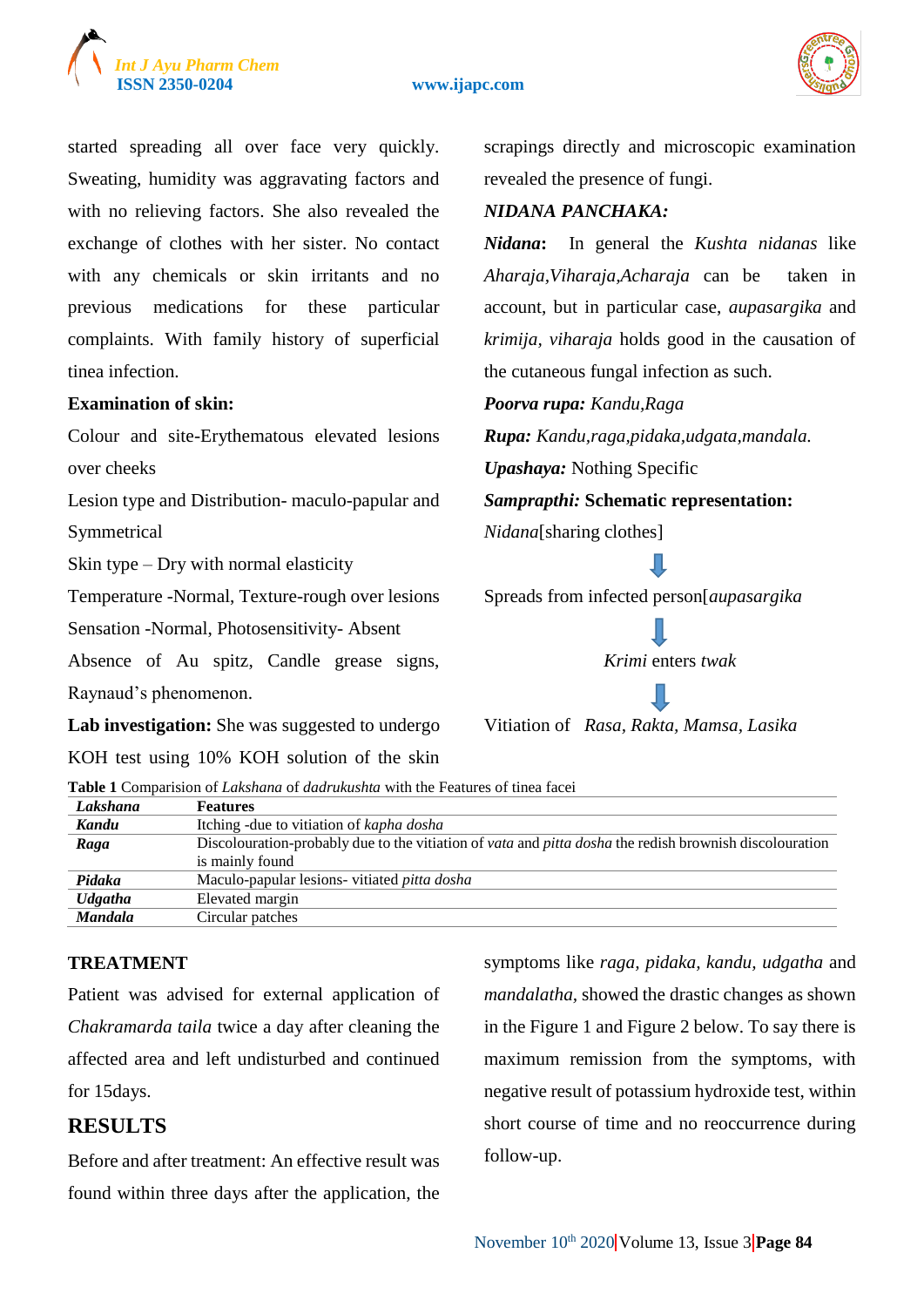started spreading all over face very quickly. Sweating, humidity was aggravating factors and with no relieving factors. She also revealed the exchange of clothes with her sister. No contact with any chemicals or skin irritants and no previous medications for these particular complaints. With family history of superficial tinea infection.

**Examination of skin:**

Colour and site-Erythematous elevated lesions over cheeks

Lesion type and Distribution- maculo-papular and Symmetrical

Skin type – Dry with normal elasticity

Temperature -Normal, Texture-rough over lesions

Sensation -Normal, Photosensitivity- Absent

Absence of Au spitz, Candle grease signs, Raynaud's phenomenon.

**Lab investigation:** She was suggested to undergo KOH test using 10% KOH solution of the skin scrapings directly and microscopic examination revealed the presence of fungi.

***NIDANA PANCHAKA:***

***Nidana*:** In general the *Kushta nidanas* like *Aharaja*,*Viharaja*,*Acharaja* can be taken in account, but in particular case, *aupasargika* and *krimija, viharaja* holds good in the causation of the cutaneous fungal infection as such.

***Poorva rupa:*** *Kandu*,*Raga*

***Rupa:*** *Kandu*,*raga*,*pidaka*,*udgata*,*mandala*.

***Upashaya:*** Nothing Specific

***Sampraptthi:* Schematic representation:**

*Nidana*[sharing clothes]

↓

Spreads from infected person[*aupasargika*

↓

*Krimi* enters *twak*

↓

Vitiation of *Rasa*, *Rakta*, *Mamsa*, *Lasika*

**Table 1** Comparision of *Lakshana* of *dadrukushta* with the Features of tinea facei

| *Lakshana* | Features |
|---|---|
| ***Kandu*** | Itching -due to vitiation of *kapha dosha* |
| ***Raga*** | Discolouration-probably due to the vitiation of *vata* and *pitta dosha* the redish brownish discolouration is mainly found |
| ***Pidaka*** | Maculo-papular lesions- vitiated *pitta dosha* |
| ***Udgatha*** | Elevated margin |
| ***Mandala*** | Circular patches |

## TREATMENT

Patient was advised for external application of *Chakramarda taila* twice a day after cleaning the affected area and left undisturbed and continued for 15days.

## RESULTS

Before and after treatment: An effective result was found within three days after the application, the symptoms like *raga, pidaka, kandu, udgatha* and *mandalatha*, showed the drastic changes as shown in the Figure 1 and Figure 2 below. To say there is maximum remission from the symptoms, with negative result of potassium hydroxide test, within short course of time and no reoccurrence during follow-up.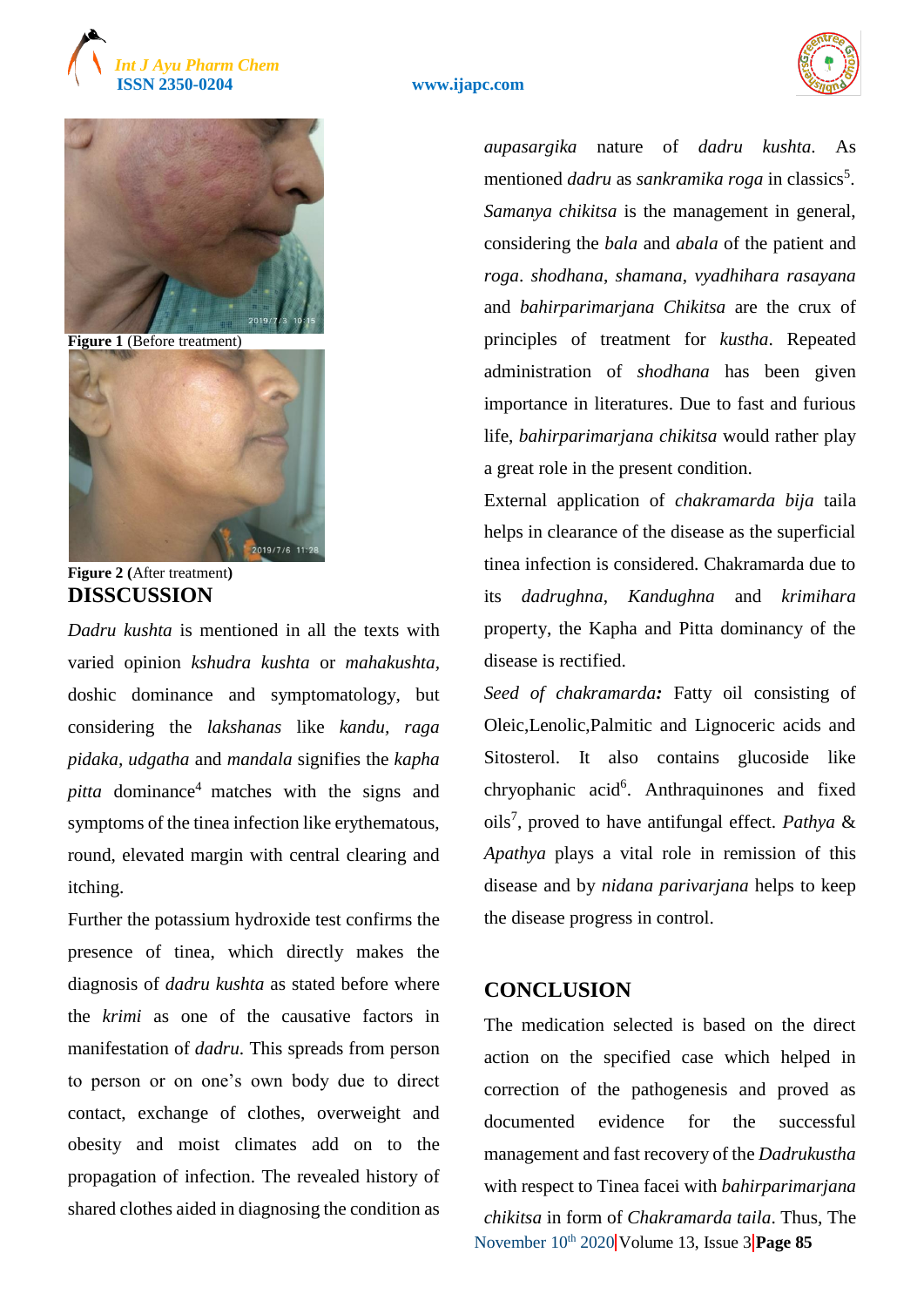**Figure 1** (Before treatment)

**Figure 2** (**After treatment**)

## DISSCUSSION

*Dadru kushta* is mentioned in all the texts with varied opinion *kshudra kushta* or *mahakushta*, doshic dominance and symptomatology, but considering the *lakshanas* like *kandu*, *raga pidaka*, *udgatha* and *mandala* signifies the *kapha pitta* dominance[4] matches with the signs and symptoms of the tinea infection like erythematous, round, elevated margin with central clearing and itching.

Further the potassium hydroxide test confirms the presence of tinea, which directly makes the diagnosis of *dadru kushta* as stated before where the *krimi* as one of the causative factors in manifestation of *dadru*. This spreads from person to person or on one's own body due to direct contact, exchange of clothes, overweight and obesity and moist climates add on to the propagation of infection. The revealed history of shared clothes aided in diagnosing the condition as *aupasargika* nature of *dadru kushta*. As mentioned *dadru* as *sankramika roga* in classics[5]. *Samanya chikitsa* is the management in general, considering the *bala* and *abala* of the patient and *roga*. *shodhana*, *shamana*, *vyadhihara rasayana* and *bahirparimarjana Chikitsa* are the crux of principles of treatment for *kustha*. Repeated administration of *shodhana* has been given importance in literatures. Due to fast and furious life, *bahirparimarjana chikitsa* would rather play a great role in the present condition.

External application of *chakramarda bija* taila helps in clearance of the disease as the superficial tinea infection is considered. Chakramarda due to its *dadrughna*, *Kandughna* and *krimihara* property, the Kapha and Pitta dominancy of the disease is rectified.

*Seed of chakramarda:* Fatty oil consisting of Oleic,Lenolic,Palmitic and Lignoceric acids and Sitosterol. It also contains glucoside like chryophanic acid[6]. Anthraquinones and fixed oils[7], proved to have antifungal effect. *Pathya* & *Apathya* plays a vital role in remission of this disease and by *nidana parivarjana* helps to keep the disease progress in control.

## CONCLUSION

The medication selected is based on the direct action on the specified case which helped in correction of the pathogenesis and proved as documented evidence for the successful management and fast recovery of the *Dadrukustha* with respect to Tinea facei with *bahirparimarjana chikitsa* in form of *Chakramarda taila*. Thus, The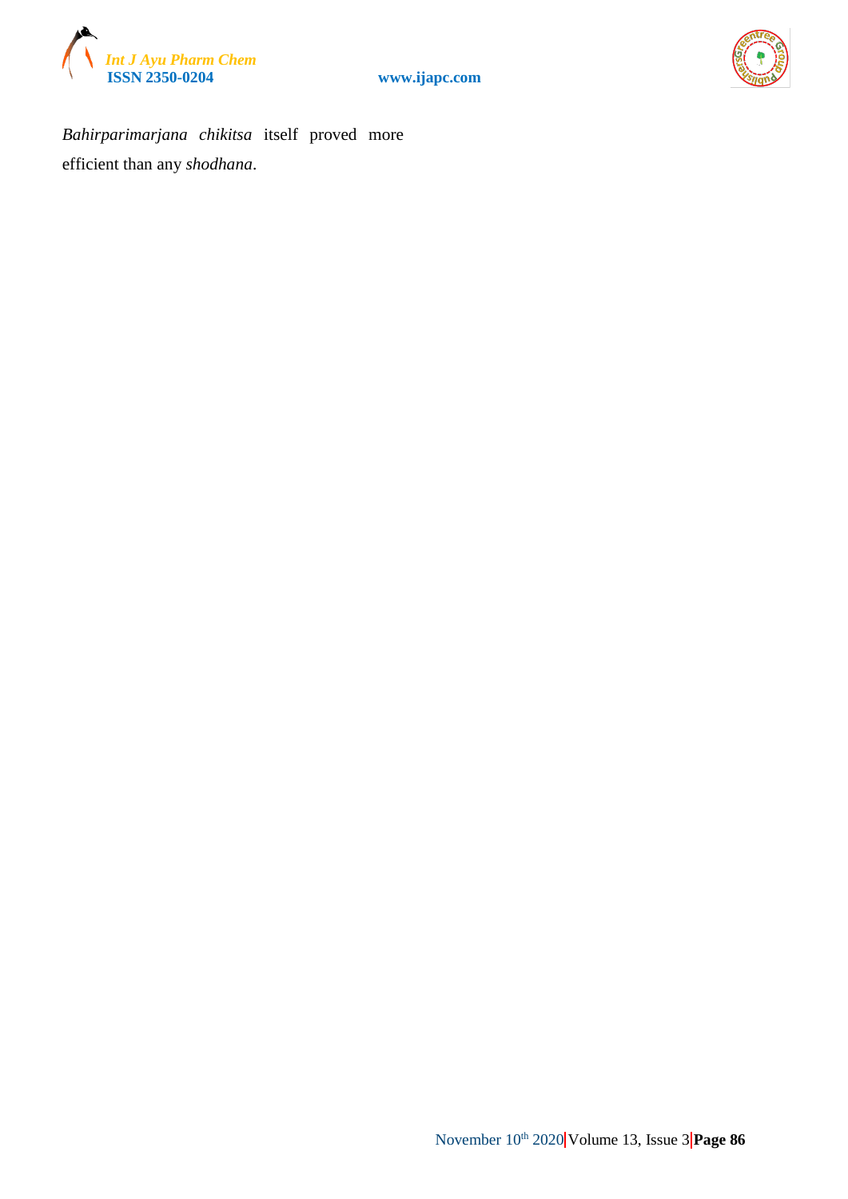*Bahirparimarjana chikitsa* itself proved more efficient than any *shodhana*.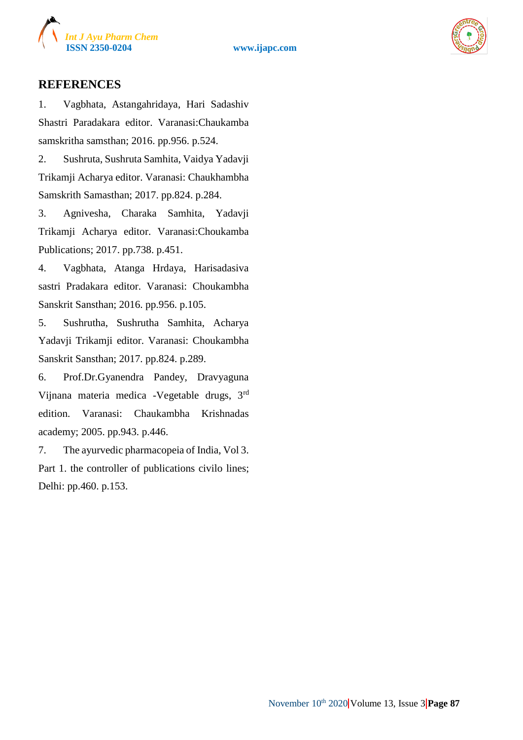## REFERENCES

1. Vagbhata, Astangahridaya, Hari Sadashiv Shastri Paradakara editor. Varanasi:Chaukamba samskritha samsthan; 2016. pp.956. p.524.
2. Sushruta, Sushruta Samhita, Vaidya Yadavji Trikamji Acharya editor. Varanasi: Chaukhambha Samskrith Samasthan; 2017. pp.824. p.284.
3. Agnivesha, Charaka Samhita, Yadavji Trikamji Acharya editor. Varanasi:Choukamba Publications; 2017. pp.738. p.451.
4. Vagbhata, Atanga Hrdaya, Harisadasiva sastri Pradakara editor. Varanasi: Choukambha Sanskrit Sansthan; 2016. pp.956. p.105.
5. Sushrutha, Sushrutha Samhita, Acharya Yadavji Trikamji editor. Varanasi: Choukambha Sanskrit Sansthan; 2017. pp.824. p.289.
6. Prof.Dr.Gyanendra Pandey, Dravyaguna Vijnana materia medica -Vegetable drugs, 3rd edition. Varanasi: Chaukambha Krishnadas academy; 2005. pp.943. p.446.
7. The ayurvedic pharmacopeia of India, Vol 3. Part 1. the controller of publications civilo lines; Delhi: pp.460. p.153.